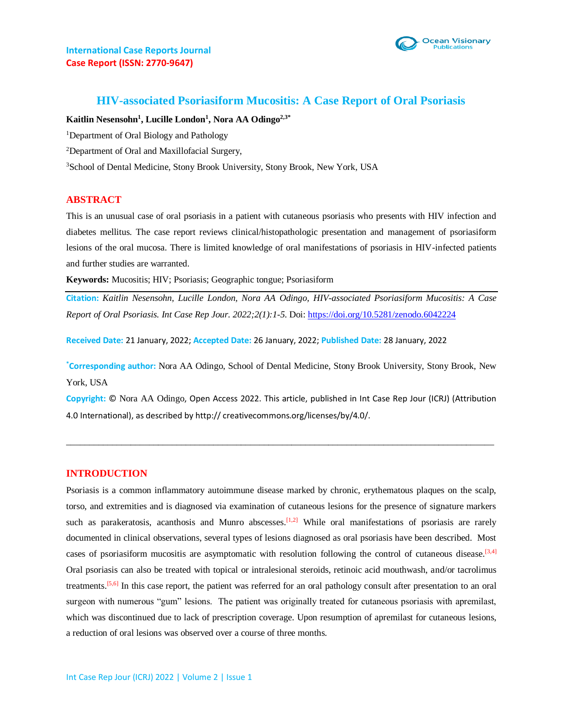International Case Reports Journal
Case Report (ISSN: 2770-9647)

# HIV-associated Psoriasiform Mucositis: A Case Report of Oral Psoriasis

**Kaitlin Nesensohn[1], Lucille London[1], Nora AA Odingo[2,3*]**

[1]Department of Oral Biology and Pathology

[2]Department of Oral and Maxillofacial Surgery,

[3]School of Dental Medicine, Stony Brook University, Stony Brook, New York, USA

## ABSTRACT

This is an unusual case of oral psoriasis in a patient with cutaneous psoriasis who presents with HIV infection and diabetes mellitus. The case report reviews clinical/histopathologic presentation and management of psoriasiform lesions of the oral mucosa. There is limited knowledge of oral manifestations of psoriasis in HIV-infected patients and further studies are warranted.

**Keywords:** Mucositis; HIV; Psoriasis; Geographic tongue; Psoriasiform

**Citation:** *Kaitlin Nesensohn, Lucille London, Nora AA Odingo, HIV-associated Psoriasiform Mucositis: A Case Report of Oral Psoriasis. Int Case Rep Jour. 2022;2(1):1-5.* Doi: https://doi.org/10.5281/zenodo.6042224

**Received Date:** 21 January, 2022; **Accepted Date:** 26 January, 2022; **Published Date:** 28 January, 2022

**[*]Corresponding author:** Nora AA Odingo, School of Dental Medicine, Stony Brook University, Stony Brook, New York, USA

**Copyright:** © Nora AA Odingo, Open Access 2022. This article, published in Int Case Rep Jour (ICRJ) (Attribution 4.0 International), as described by http:// creativecommons.org/licenses/by/4.0/.

---

## INTRODUCTION

Psoriasis is a common inflammatory autoimmune disease marked by chronic, erythematous plaques on the scalp, torso, and extremities and is diagnosed via examination of cutaneous lesions for the presence of signature markers such as parakeratosis, acanthosis and Munro abscesses.[1,2] While oral manifestations of psoriasis are rarely documented in clinical observations, several types of lesions diagnosed as oral psoriasis have been described. Most cases of psoriasiform mucositis are asymptomatic with resolution following the control of cutaneous disease.[3,4] Oral psoriasis can also be treated with topical or intralesional steroids, retinoic acid mouthwash, and/or tacrolimus treatments.[5,6] In this case report, the patient was referred for an oral pathology consult after presentation to an oral surgeon with numerous "gum" lesions. The patient was originally treated for cutaneous psoriasis with apremilast, which was discontinued due to lack of prescription coverage. Upon resumption of apremilast for cutaneous lesions, a reduction of oral lesions was observed over a course of three months.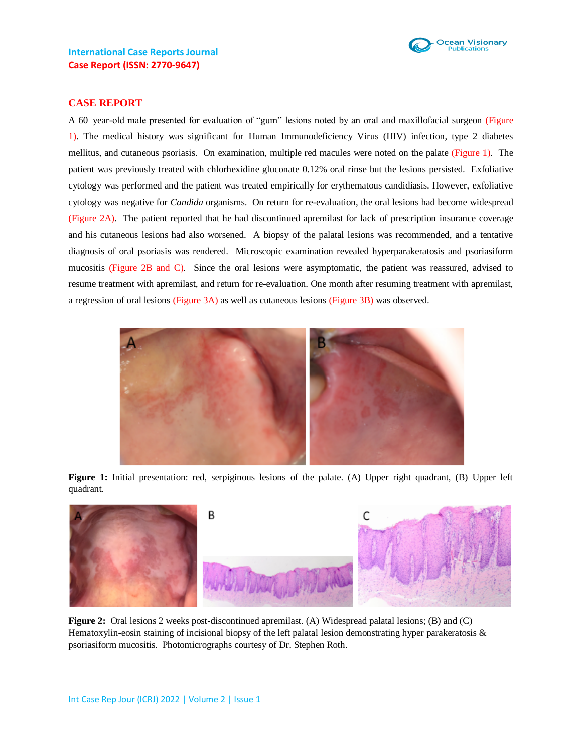## CASE REPORT

A 60–year-old male presented for evaluation of "gum" lesions noted by an oral and maxillofacial surgeon (Figure 1). The medical history was significant for Human Immunodeficiency Virus (HIV) infection, type 2 diabetes mellitus, and cutaneous psoriasis. On examination, multiple red macules were noted on the palate (Figure 1). The patient was previously treated with chlorhexidine gluconate 0.12% oral rinse but the lesions persisted. Exfoliative cytology was performed and the patient was treated empirically for erythematous candidiasis. However, exfoliative cytology was negative for *Candida* organisms. On return for re-evaluation, the oral lesions had become widespread (Figure 2A). The patient reported that he had discontinued apremilast for lack of prescription insurance coverage and his cutaneous lesions had also worsened. A biopsy of the palatal lesions was recommended, and a tentative diagnosis of oral psoriasis was rendered. Microscopic examination revealed hyperparakeratosis and psoriasiform mucositis (Figure 2B and C). Since the oral lesions were asymptomatic, the patient was reassured, advised to resume treatment with apremilast, and return for re-evaluation. One month after resuming treatment with apremilast, a regression of oral lesions (Figure 3A) as well as cutaneous lesions (Figure 3B) was observed.

**Figure 1:** Initial presentation: red, serpiginous lesions of the palate. (A) Upper right quadrant, (B) Upper left quadrant.

**Figure 2:** Oral lesions 2 weeks post-discontinued apremilast. (A) Widespread palatal lesions; (B) and (C) Hematoxylin-eosin staining of incisional biopsy of the left palatal lesion demonstrating hyper parakeratosis & psoriasiform mucositis. Photomicrographs courtesy of Dr. Stephen Roth.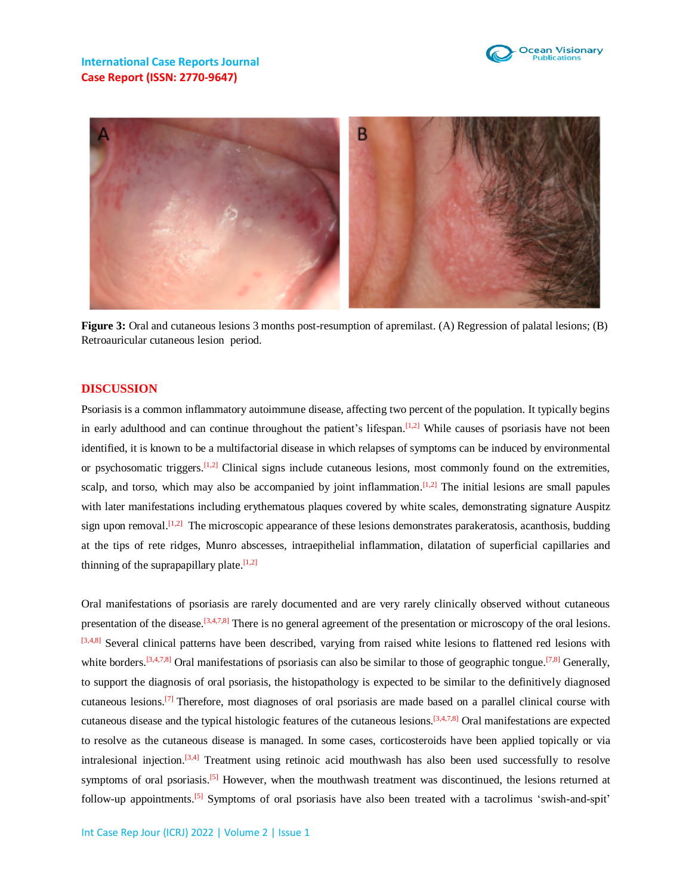**Figure 3:** Oral and cutaneous lesions 3 months post-resumption of apremilast. (A) Regression of palatal lesions; (B) Retroauricular cutaneous lesion period.

## DISCUSSION

Psoriasis is a common inflammatory autoimmune disease, affecting two percent of the population. It typically begins in early adulthood and can continue throughout the patient's lifespan.[1,2] While causes of psoriasis have not been identified, it is known to be a multifactorial disease in which relapses of symptoms can be induced by environmental or psychosomatic triggers.[1,2] Clinical signs include cutaneous lesions, most commonly found on the extremities, scalp, and torso, which may also be accompanied by joint inflammation.[1,2] The initial lesions are small papules with later manifestations including erythematous plaques covered by white scales, demonstrating signature Auspitz sign upon removal.[1,2] The microscopic appearance of these lesions demonstrates parakeratosis, acanthosis, budding at the tips of rete ridges, Munro abscesses, intraepithelial inflammation, dilatation of superficial capillaries and thinning of the suprapapillary plate.[1,2]

Oral manifestations of psoriasis are rarely documented and are very rarely clinically observed without cutaneous presentation of the disease.[3,4,7,8] There is no general agreement of the presentation or microscopy of the oral lesions.[3,4,8] Several clinical patterns have been described, varying from raised white lesions to flattened red lesions with white borders.[3,4,7,8] Oral manifestations of psoriasis can also be similar to those of geographic tongue.[7,8] Generally, to support the diagnosis of oral psoriasis, the histopathology is expected to be similar to the definitively diagnosed cutaneous lesions.[7] Therefore, most diagnoses of oral psoriasis are made based on a parallel clinical course with cutaneous disease and the typical histologic features of the cutaneous lesions.[3,4,7,8] Oral manifestations are expected to resolve as the cutaneous disease is managed. In some cases, corticosteroids have been applied topically or via intralesional injection.[3,4] Treatment using retinoic acid mouthwash has also been used successfully to resolve symptoms of oral psoriasis.[5] However, when the mouthwash treatment was discontinued, the lesions returned at follow-up appointments.[5] Symptoms of oral psoriasis have also been treated with a tacrolimus 'swish-and-spit'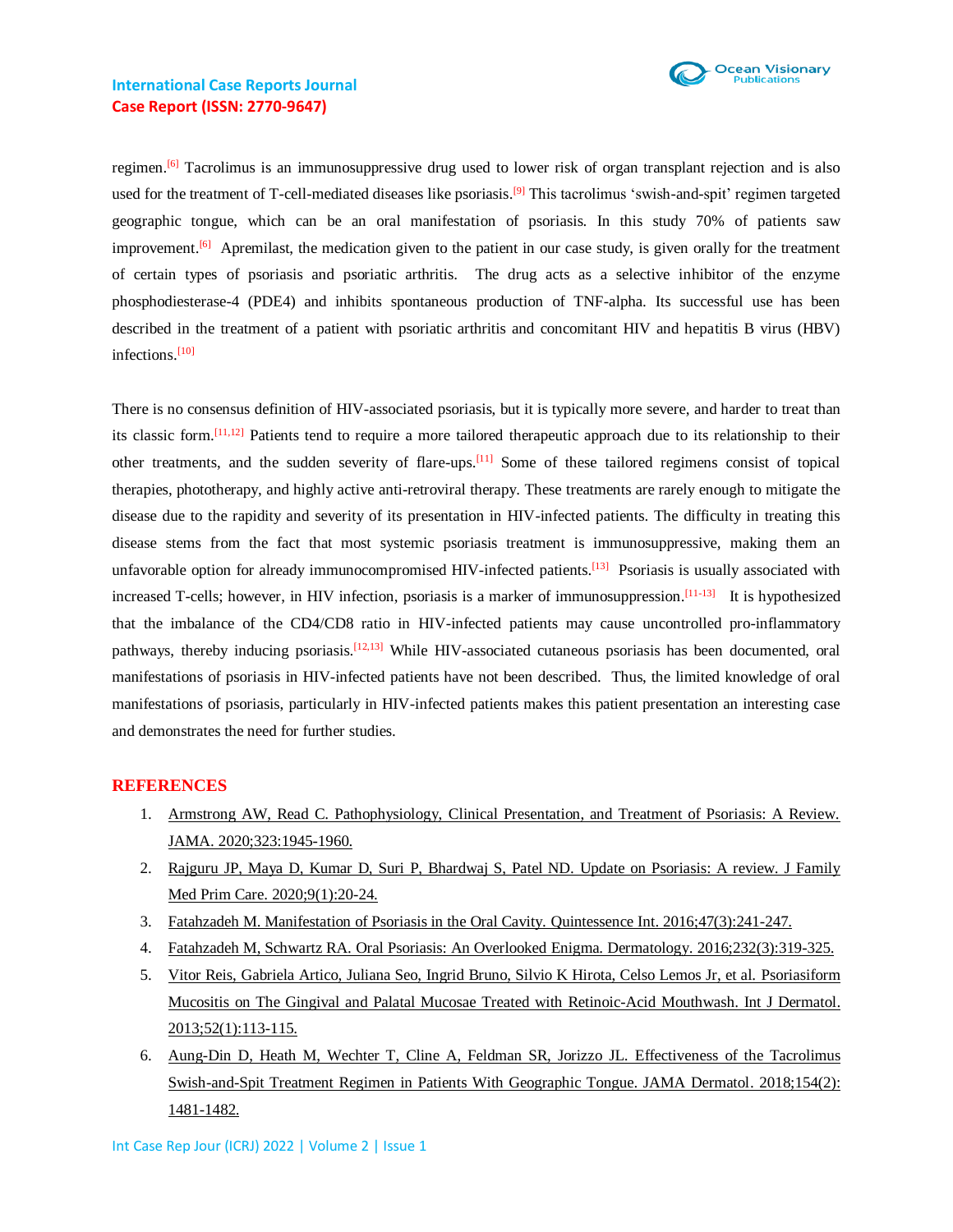regimen.[6] Tacrolimus is an immunosuppressive drug used to lower risk of organ transplant rejection and is also used for the treatment of T-cell-mediated diseases like psoriasis.[9] This tacrolimus 'swish-and-spit' regimen targeted geographic tongue, which can be an oral manifestation of psoriasis. In this study 70% of patients saw improvement.[6] Apremilast, the medication given to the patient in our case study, is given orally for the treatment of certain types of psoriasis and psoriatic arthritis. The drug acts as a selective inhibitor of the enzyme phosphodiesterase-4 (PDE4) and inhibits spontaneous production of TNF-alpha. Its successful use has been described in the treatment of a patient with psoriatic arthritis and concomitant HIV and hepatitis B virus (HBV) infections.[10]

There is no consensus definition of HIV-associated psoriasis, but it is typically more severe, and harder to treat than its classic form.[11,12] Patients tend to require a more tailored therapeutic approach due to its relationship to their other treatments, and the sudden severity of flare-ups.[11] Some of these tailored regimens consist of topical therapies, phototherapy, and highly active anti-retroviral therapy. These treatments are rarely enough to mitigate the disease due to the rapidity and severity of its presentation in HIV-infected patients. The difficulty in treating this disease stems from the fact that most systemic psoriasis treatment is immunosuppressive, making them an unfavorable option for already immunocompromised HIV-infected patients.[13] Psoriasis is usually associated with increased T-cells; however, in HIV infection, psoriasis is a marker of immunosuppression.[11-13] It is hypothesized that the imbalance of the CD4/CD8 ratio in HIV-infected patients may cause uncontrolled pro-inflammatory pathways, thereby inducing psoriasis.[12,13] While HIV-associated cutaneous psoriasis has been documented, oral manifestations of psoriasis in HIV-infected patients have not been described. Thus, the limited knowledge of oral manifestations of psoriasis, particularly in HIV-infected patients makes this patient presentation an interesting case and demonstrates the need for further studies.

## REFERENCES

1. Armstrong AW, Read C. Pathophysiology, Clinical Presentation, and Treatment of Psoriasis: A Review. JAMA. 2020;323:1945-1960.
2. Rajguru JP, Maya D, Kumar D, Suri P, Bhardwaj S, Patel ND. Update on Psoriasis: A review. J Family Med Prim Care. 2020;9(1):20-24.
3. Fatahzadeh M. Manifestation of Psoriasis in the Oral Cavity. Quintessence Int. 2016;47(3):241-247.
4. Fatahzadeh M, Schwartz RA. Oral Psoriasis: An Overlooked Enigma. Dermatology. 2016;232(3):319-325.
5. Vitor Reis, Gabriela Artico, Juliana Seo, Ingrid Bruno, Silvio K Hirota, Celso Lemos Jr, et al. Psoriasiform Mucositis on The Gingival and Palatal Mucosae Treated with Retinoic-Acid Mouthwash. Int J Dermatol. 2013;52(1):113-115.
6. Aung-Din D, Heath M, Wechter T, Cline A, Feldman SR, Jorizzo JL. Effectiveness of the Tacrolimus Swish-and-Spit Treatment Regimen in Patients With Geographic Tongue. JAMA Dermatol. 2018;154(2): 1481-1482.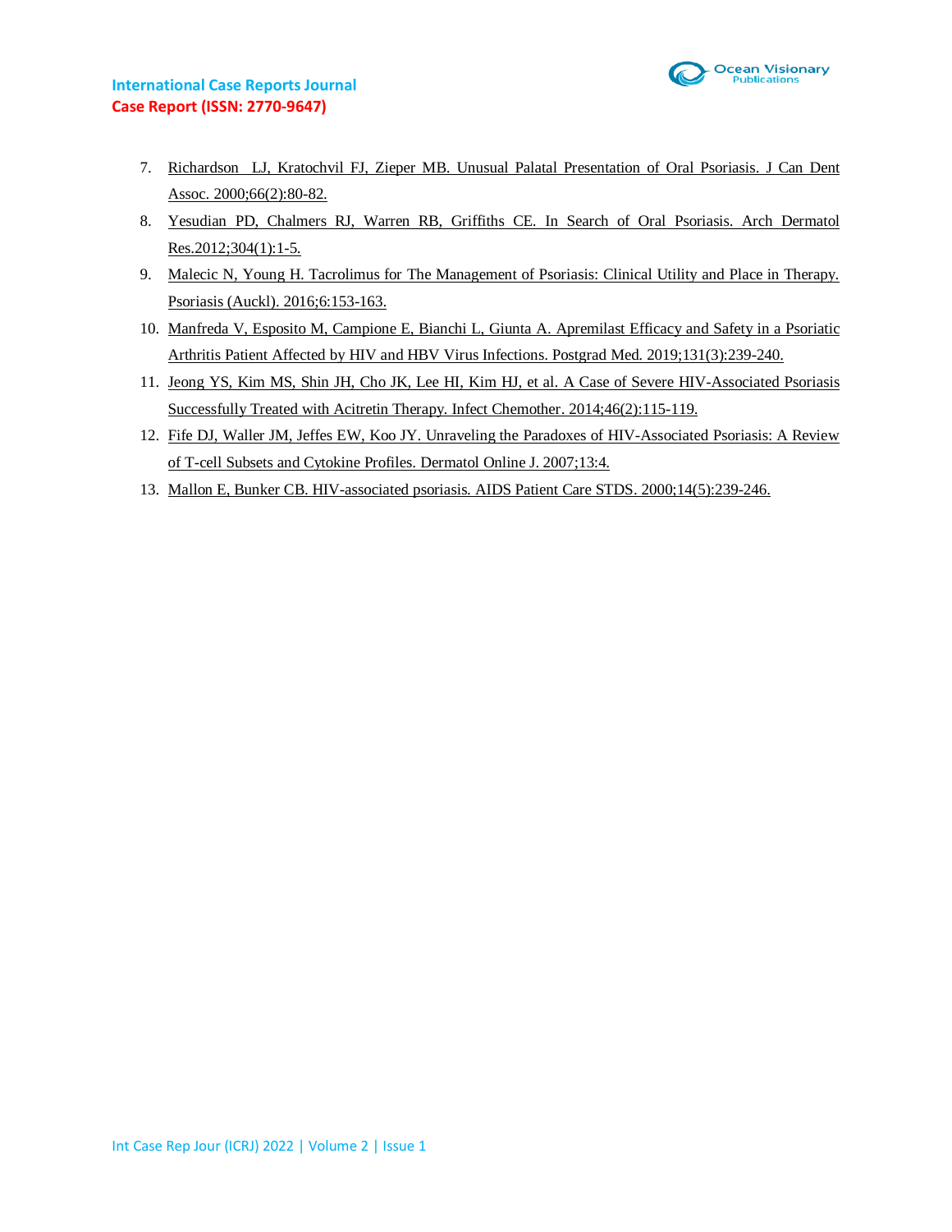7. Richardson LJ, Kratochvil FJ, Zieper MB. Unusual Palatal Presentation of Oral Psoriasis. J Can Dent Assoc. 2000;66(2):80-82.
8. Yesudian PD, Chalmers RJ, Warren RB, Griffiths CE. In Search of Oral Psoriasis. Arch Dermatol Res.2012;304(1):1-5.
9. Malecic N, Young H. Tacrolimus for The Management of Psoriasis: Clinical Utility and Place in Therapy. Psoriasis (Auckl). 2016;6:153-163.
10. Manfreda V, Esposito M, Campione E, Bianchi L, Giunta A. Apremilast Efficacy and Safety in a Psoriatic Arthritis Patient Affected by HIV and HBV Virus Infections. Postgrad Med. 2019;131(3):239-240.
11. Jeong YS, Kim MS, Shin JH, Cho JK, Lee HI, Kim HJ, et al. A Case of Severe HIV-Associated Psoriasis Successfully Treated with Acitretin Therapy. Infect Chemother. 2014;46(2):115-119.
12. Fife DJ, Waller JM, Jeffes EW, Koo JY. Unraveling the Paradoxes of HIV-Associated Psoriasis: A Review of T-cell Subsets and Cytokine Profiles. Dermatol Online J. 2007;13:4.
13. Mallon E, Bunker CB. HIV-associated psoriasis. AIDS Patient Care STDS. 2000;14(5):239-246.